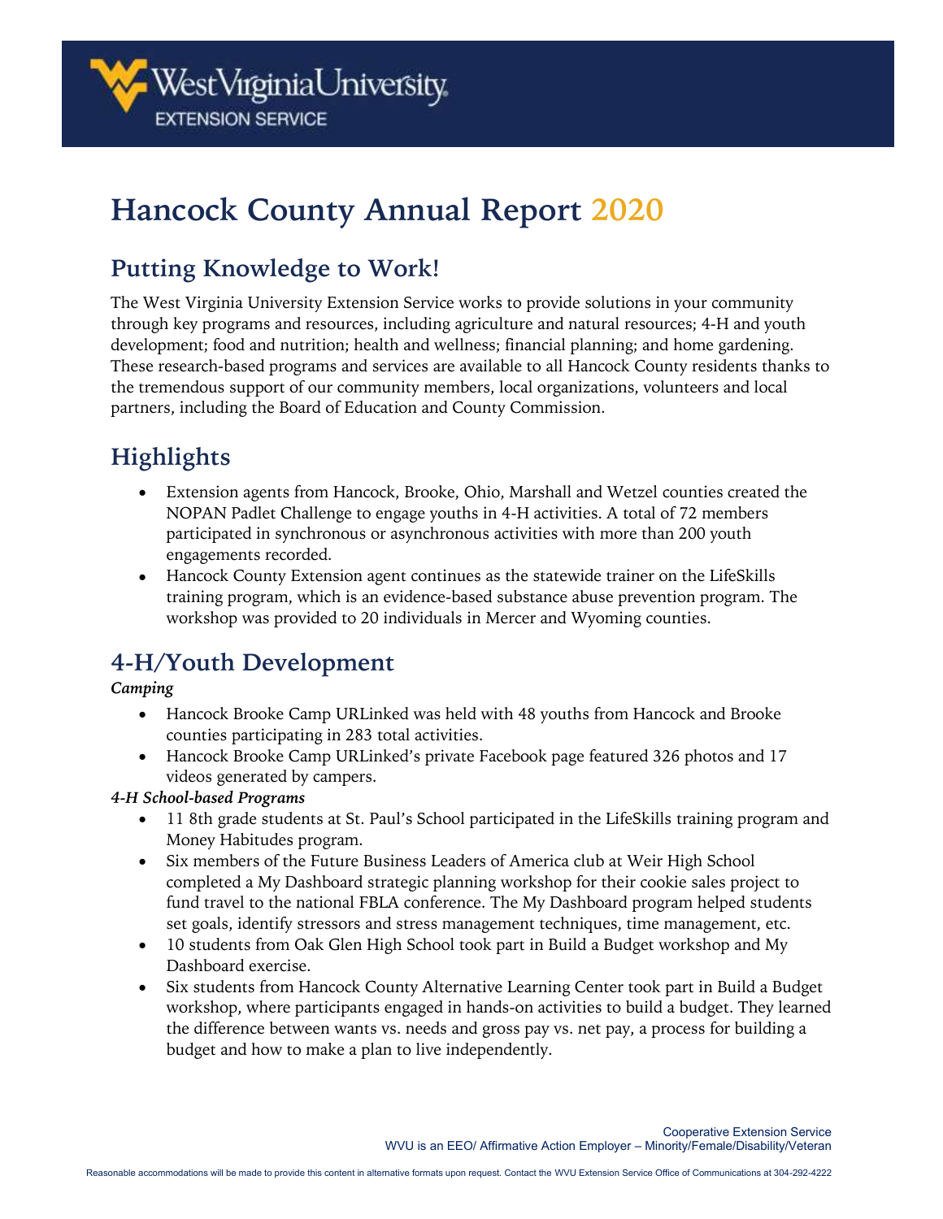# Hancock County Annual Report 2020

## Putting Knowledge to Work!

The West Virginia University Extension Service works to provide solutions in your community through key programs and resources, including agriculture and natural resources; 4-H and youth development; food and nutrition; health and wellness; financial planning; and home gardening. These research-based programs and services are available to all Hancock County residents thanks to the tremendous support of our community members, local organizations, volunteers and local partners, including the Board of Education and County Commission.

## Highlights

- Extension agents from Hancock, Brooke, Ohio, Marshall and Wetzel counties created the NOPAN Padlet Challenge to engage youths in 4-H activities. A total of 72 members participated in synchronous or asynchronous activities with more than 200 youth engagements recorded.
- Hancock County Extension agent continues as the statewide trainer on the LifeSkills training program, which is an evidence-based substance abuse prevention program. The workshop was provided to 20 individuals in Mercer and Wyoming counties.

## 4-H/Youth Development

***Camping***

- Hancock Brooke Camp URLinked was held with 48 youths from Hancock and Brooke counties participating in 283 total activities.
- Hancock Brooke Camp URLinked's private Facebook page featured 326 photos and 17 videos generated by campers.

***4-H School-based Programs***

- 11 8th grade students at St. Paul's School participated in the LifeSkills training program and Money Habitudes program.
- Six members of the Future Business Leaders of America club at Weir High School completed a My Dashboard strategic planning workshop for their cookie sales project to fund travel to the national FBLA conference. The My Dashboard program helped students set goals, identify stressors and stress management techniques, time management, etc.
- 10 students from Oak Glen High School took part in Build a Budget workshop and My Dashboard exercise.
- Six students from Hancock County Alternative Learning Center took part in Build a Budget workshop, where participants engaged in hands-on activities to build a budget. They learned the difference between wants vs. needs and gross pay vs. net pay, a process for building a budget and how to make a plan to live independently.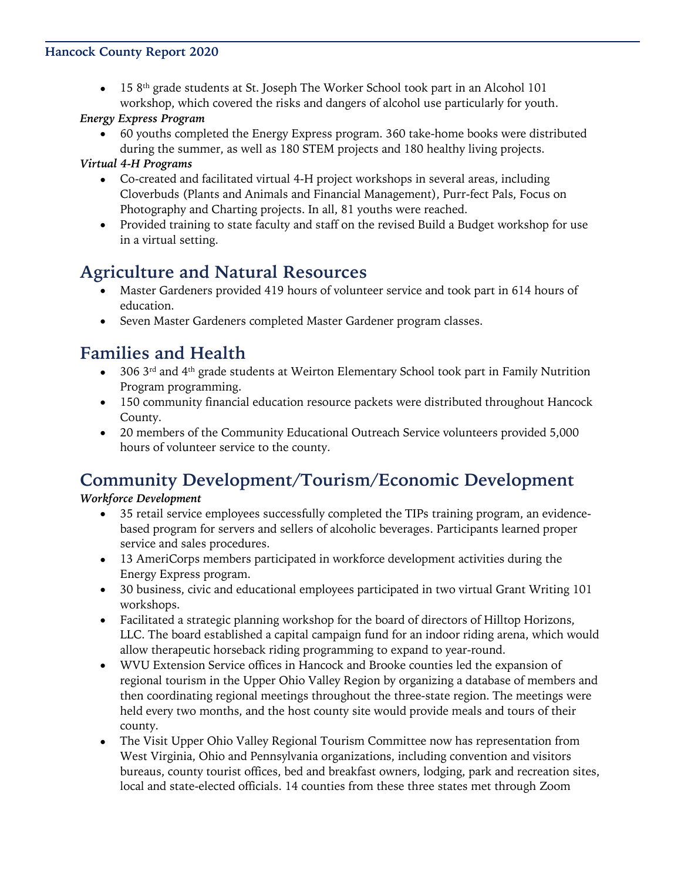- 15 8th grade students at St. Joseph The Worker School took part in an Alcohol 101 workshop, which covered the risks and dangers of alcohol use particularly for youth.

***Energy Express Program***

- 60 youths completed the Energy Express program. 360 take-home books were distributed during the summer, as well as 180 STEM projects and 180 healthy living projects.

***Virtual 4-H Programs***

- Co-created and facilitated virtual 4-H project workshops in several areas, including Cloverbuds (Plants and Animals and Financial Management), Purr-fect Pals, Focus on Photography and Charting projects. In all, 81 youths were reached.
- Provided training to state faculty and staff on the revised Build a Budget workshop for use in a virtual setting.

## Agriculture and Natural Resources

- Master Gardeners provided 419 hours of volunteer service and took part in 614 hours of education.
- Seven Master Gardeners completed Master Gardener program classes.

## Families and Health

- 306 3rd and 4th grade students at Weirton Elementary School took part in Family Nutrition Program programming.
- 150 community financial education resource packets were distributed throughout Hancock County.
- 20 members of the Community Educational Outreach Service volunteers provided 5,000 hours of volunteer service to the county.

## Community Development/Tourism/Economic Development

***Workforce Development***

- 35 retail service employees successfully completed the TIPs training program, an evidence-based program for servers and sellers of alcoholic beverages. Participants learned proper service and sales procedures.
- 13 AmeriCorps members participated in workforce development activities during the Energy Express program.
- 30 business, civic and educational employees participated in two virtual Grant Writing 101 workshops.
- Facilitated a strategic planning workshop for the board of directors of Hilltop Horizons, LLC. The board established a capital campaign fund for an indoor riding arena, which would allow therapeutic horseback riding programming to expand to year-round.
- WVU Extension Service offices in Hancock and Brooke counties led the expansion of regional tourism in the Upper Ohio Valley Region by organizing a database of members and then coordinating regional meetings throughout the three-state region. The meetings were held every two months, and the host county site would provide meals and tours of their county.
- The Visit Upper Ohio Valley Regional Tourism Committee now has representation from West Virginia, Ohio and Pennsylvania organizations, including convention and visitors bureaus, county tourist offices, bed and breakfast owners, lodging, park and recreation sites, local and state-elected officials. 14 counties from these three states met through Zoom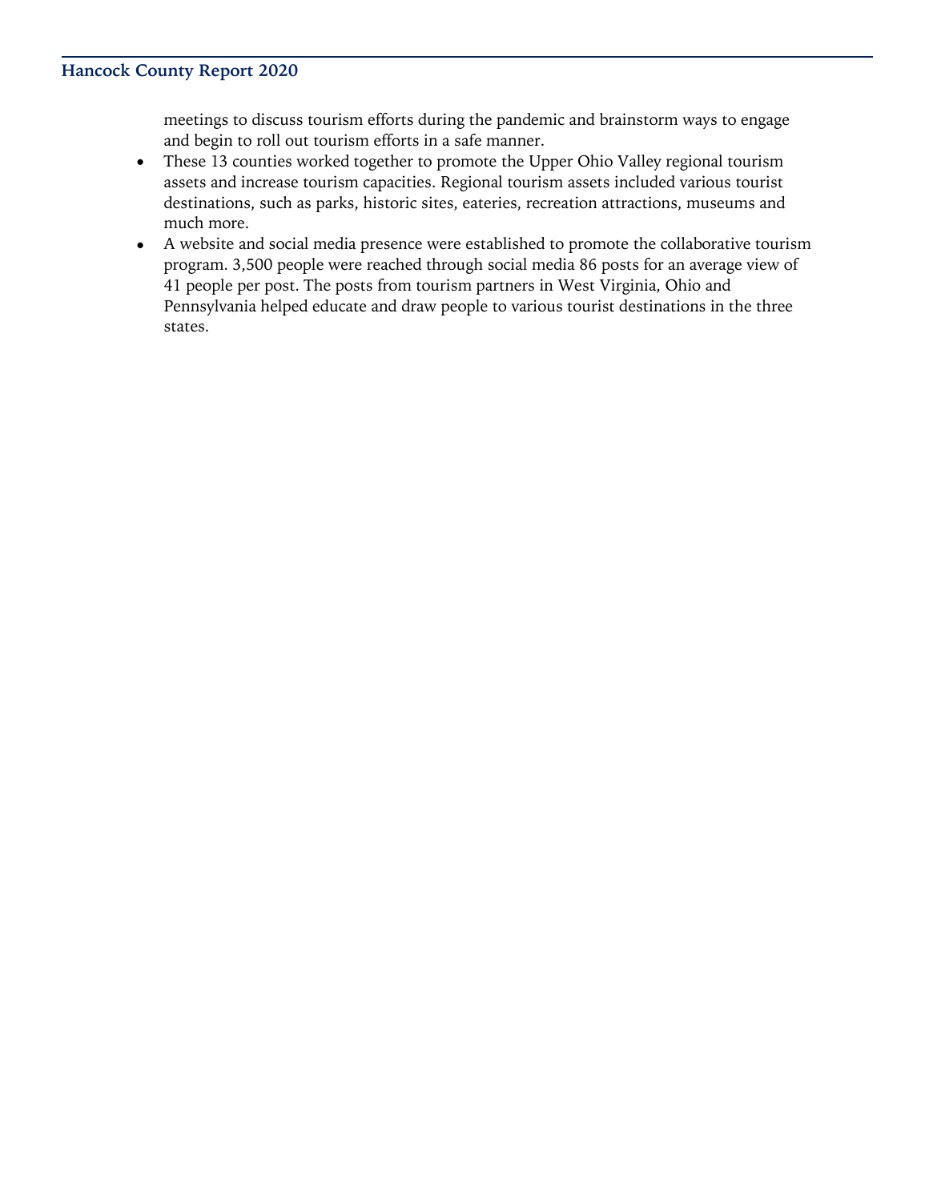meetings to discuss tourism efforts during the pandemic and brainstorm ways to engage and begin to roll out tourism efforts in a safe manner.

- These 13 counties worked together to promote the Upper Ohio Valley regional tourism assets and increase tourism capacities. Regional tourism assets included various tourist destinations, such as parks, historic sites, eateries, recreation attractions, museums and much more.
- A website and social media presence were established to promote the collaborative tourism program. 3,500 people were reached through social media 86 posts for an average view of 41 people per post. The posts from tourism partners in West Virginia, Ohio and Pennsylvania helped educate and draw people to various tourist destinations in the three states.